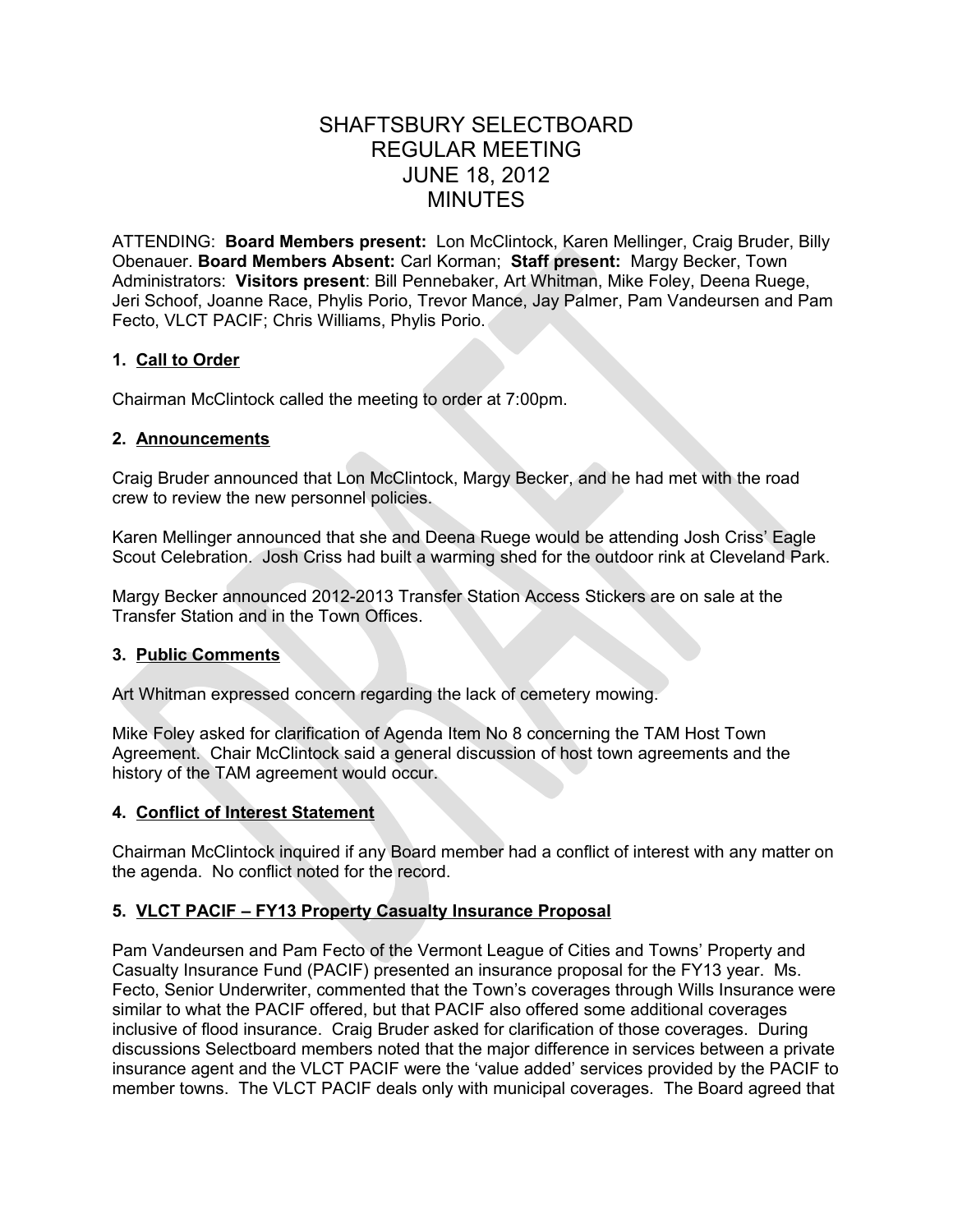# SHAFTSBURY SELECTBOARD
# REGULAR MEETING
# JUNE 18, 2012
# MINUTES

ATTENDING: **Board Members present:** Lon McClintock, Karen Mellinger, Craig Bruder, Billy Obenauer. **Board Members Absent:** Carl Korman; **Staff present:** Margy Becker, Town Administrators: **Visitors present**: Bill Pennebaker, Art Whitman, Mike Foley, Deena Ruege, Jeri Schoof, Joanne Race, Phylis Porio, Trevor Mance, Jay Palmer, Pam Vandeursen and Pam Fecto, VLCT PACIF; Chris Williams, Phylis Porio.

### 1. Call to Order

Chairman McClintock called the meeting to order at 7:00pm.

### 2. Announcements

Craig Bruder announced that Lon McClintock, Margy Becker, and he had met with the road crew to review the new personnel policies.

Karen Mellinger announced that she and Deena Ruege would be attending Josh Criss' Eagle Scout Celebration. Josh Criss had built a warming shed for the outdoor rink at Cleveland Park.

Margy Becker announced 2012-2013 Transfer Station Access Stickers are on sale at the Transfer Station and in the Town Offices.

### 3. Public Comments

Art Whitman expressed concern regarding the lack of cemetery mowing.

Mike Foley asked for clarification of Agenda Item No 8 concerning the TAM Host Town Agreement. Chair McClintock said a general discussion of host town agreements and the history of the TAM agreement would occur.

### 4. Conflict of Interest Statement

Chairman McClintock inquired if any Board member had a conflict of interest with any matter on the agenda. No conflict noted for the record.

### 5. VLCT PACIF – FY13 Property Casualty Insurance Proposal

Pam Vandeursen and Pam Fecto of the Vermont League of Cities and Towns' Property and Casualty Insurance Fund (PACIF) presented an insurance proposal for the FY13 year. Ms. Fecto, Senior Underwriter, commented that the Town's coverages through Wills Insurance were similar to what the PACIF offered, but that PACIF also offered some additional coverages inclusive of flood insurance. Craig Bruder asked for clarification of those coverages. During discussions Selectboard members noted that the major difference in services between a private insurance agent and the VLCT PACIF were the 'value added' services provided by the PACIF to member towns. The VLCT PACIF deals only with municipal coverages. The Board agreed that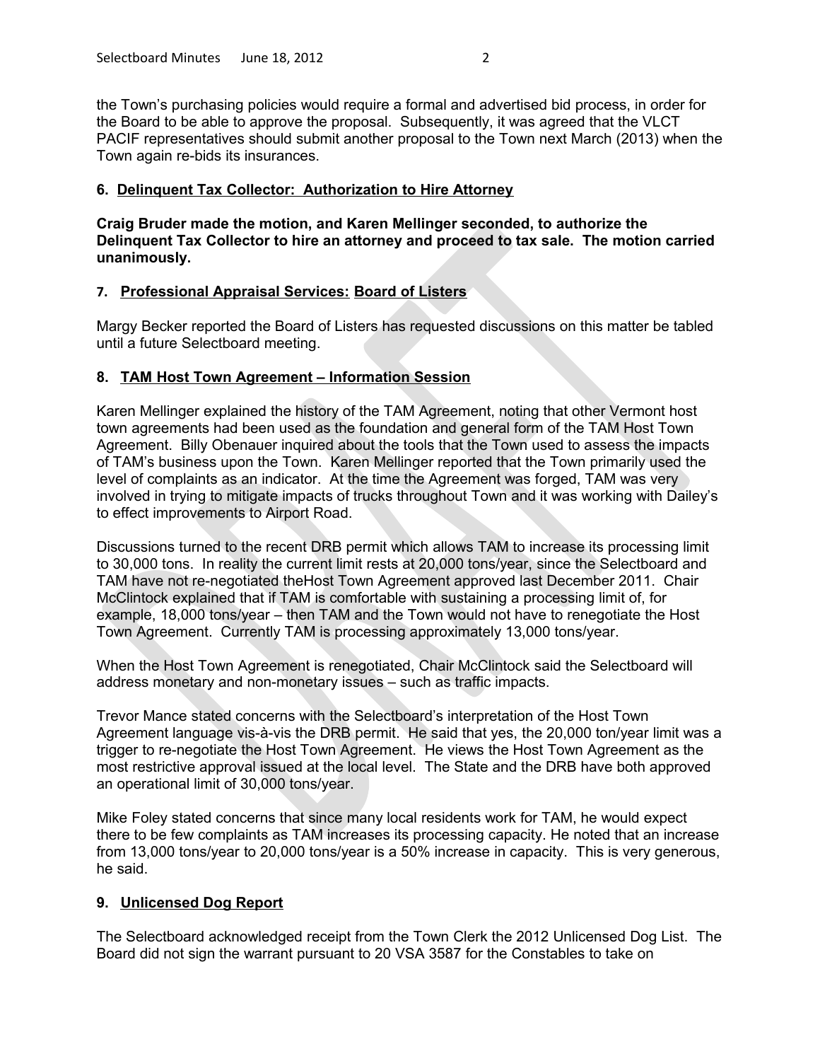the Town's purchasing policies would require a formal and advertised bid process, in order for the Board to be able to approve the proposal. Subsequently, it was agreed that the VLCT PACIF representatives should submit another proposal to the Town next March (2013) when the Town again re-bids its insurances.

## 6. Delinquent Tax Collector: Authorization to Hire Attorney

**Craig Bruder made the motion, and Karen Mellinger seconded, to authorize the Delinquent Tax Collector to hire an attorney and proceed to tax sale. The motion carried unanimously.**

## 7. Professional Appraisal Services: Board of Listers

Margy Becker reported the Board of Listers has requested discussions on this matter be tabled until a future Selectboard meeting.

## 8. TAM Host Town Agreement – Information Session

Karen Mellinger explained the history of the TAM Agreement, noting that other Vermont host town agreements had been used as the foundation and general form of the TAM Host Town Agreement. Billy Obenauer inquired about the tools that the Town used to assess the impacts of TAM's business upon the Town. Karen Mellinger reported that the Town primarily used the level of complaints as an indicator. At the time the Agreement was forged, TAM was very involved in trying to mitigate impacts of trucks throughout Town and it was working with Dailey's to effect improvements to Airport Road.

Discussions turned to the recent DRB permit which allows TAM to increase its processing limit to 30,000 tons. In reality the current limit rests at 20,000 tons/year, since the Selectboard and TAM have not re-negotiated theHost Town Agreement approved last December 2011. Chair McClintock explained that if TAM is comfortable with sustaining a processing limit of, for example, 18,000 tons/year – then TAM and the Town would not have to renegotiate the Host Town Agreement. Currently TAM is processing approximately 13,000 tons/year.

When the Host Town Agreement is renegotiated, Chair McClintock said the Selectboard will address monetary and non-monetary issues – such as traffic impacts.

Trevor Mance stated concerns with the Selectboard's interpretation of the Host Town Agreement language vis-à-vis the DRB permit. He said that yes, the 20,000 ton/year limit was a trigger to re-negotiate the Host Town Agreement. He views the Host Town Agreement as the most restrictive approval issued at the local level. The State and the DRB have both approved an operational limit of 30,000 tons/year.

Mike Foley stated concerns that since many local residents work for TAM, he would expect there to be few complaints as TAM increases its processing capacity. He noted that an increase from 13,000 tons/year to 20,000 tons/year is a 50% increase in capacity. This is very generous, he said.

## 9. Unlicensed Dog Report

The Selectboard acknowledged receipt from the Town Clerk the 2012 Unlicensed Dog List. The Board did not sign the warrant pursuant to 20 VSA 3587 for the Constables to take on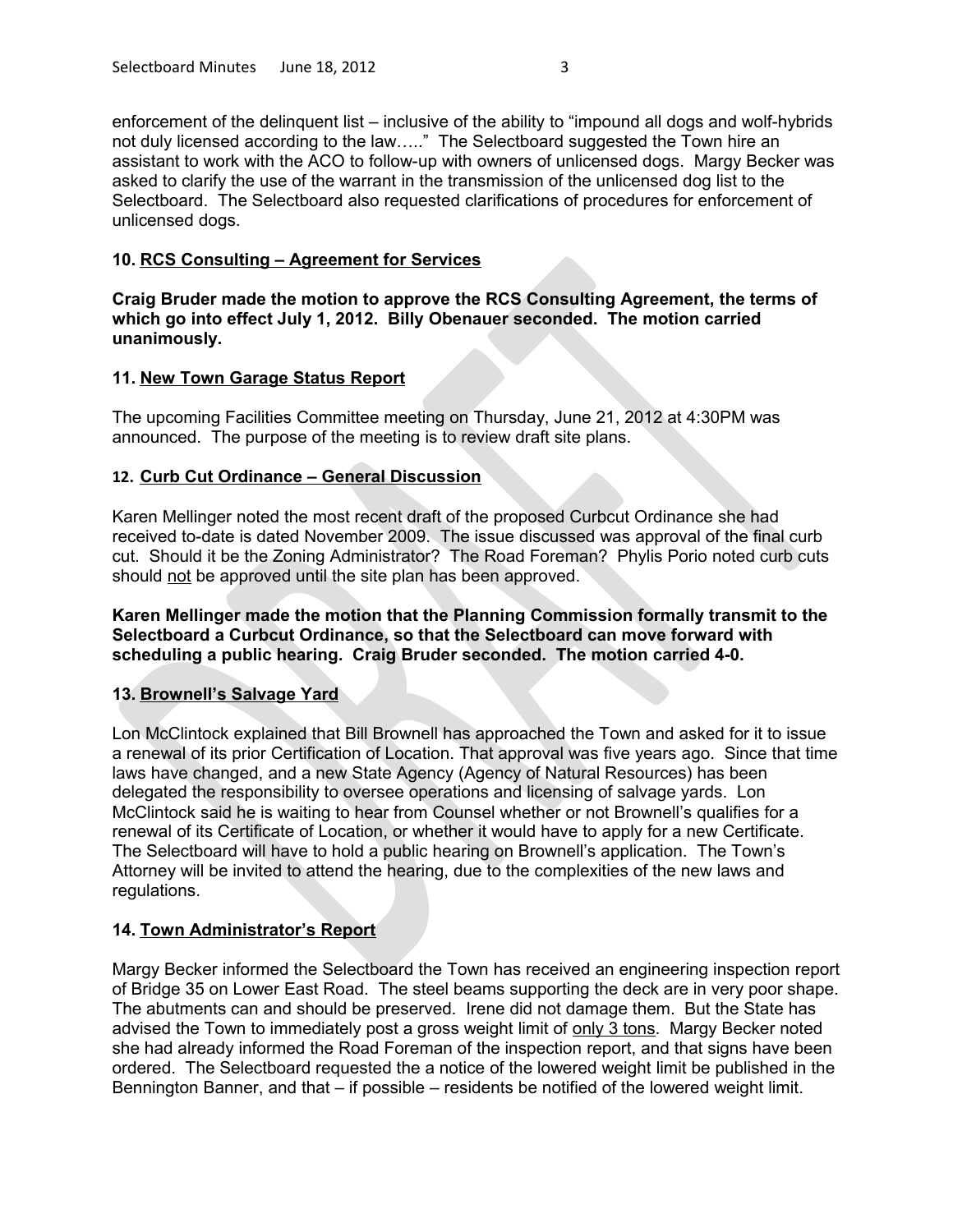enforcement of the delinquent list – inclusive of the ability to "impound all dogs and wolf-hybrids not duly licensed according to the law….." The Selectboard suggested the Town hire an assistant to work with the ACO to follow-up with owners of unlicensed dogs. Margy Becker was asked to clarify the use of the warrant in the transmission of the unlicensed dog list to the Selectboard. The Selectboard also requested clarifications of procedures for enforcement of unlicensed dogs.

**10. <u>RCS Consulting – Agreement for Services</u>**

**Craig Bruder made the motion to approve the RCS Consulting Agreement, the terms of which go into effect July 1, 2012. Billy Obenauer seconded. The motion carried unanimously.**

**11. <u>New Town Garage Status Report</u>**

The upcoming Facilities Committee meeting on Thursday, June 21, 2012 at 4:30PM was announced. The purpose of the meeting is to review draft site plans.

**12. <u>Curb Cut Ordinance – General Discussion</u>**

Karen Mellinger noted the most recent draft of the proposed Curbcut Ordinance she had received to-date is dated November 2009. The issue discussed was approval of the final curb cut. Should it be the Zoning Administrator? The Road Foreman? Phylis Porio noted curb cuts should <u>not</u> be approved until the site plan has been approved.

**Karen Mellinger made the motion that the Planning Commission formally transmit to the Selectboard a Curbcut Ordinance, so that the Selectboard can move forward with scheduling a public hearing. Craig Bruder seconded. The motion carried 4-0.**

**13. <u>Brownell's Salvage Yard</u>**

Lon McClintock explained that Bill Brownell has approached the Town and asked for it to issue a renewal of its prior Certification of Location. That approval was five years ago. Since that time laws have changed, and a new State Agency (Agency of Natural Resources) has been delegated the responsibility to oversee operations and licensing of salvage yards. Lon McClintock said he is waiting to hear from Counsel whether or not Brownell's qualifies for a renewal of its Certificate of Location, or whether it would have to apply for a new Certificate. The Selectboard will have to hold a public hearing on Brownell's application. The Town's Attorney will be invited to attend the hearing, due to the complexities of the new laws and regulations.

**14. <u>Town Administrator's Report</u>**

Margy Becker informed the Selectboard the Town has received an engineering inspection report of Bridge 35 on Lower East Road. The steel beams supporting the deck are in very poor shape. The abutments can and should be preserved. Irene did not damage them. But the State has advised the Town to immediately post a gross weight limit of <u>only 3 tons</u>. Margy Becker noted she had already informed the Road Foreman of the inspection report, and that signs have been ordered. The Selectboard requested the a notice of the lowered weight limit be published in the Bennington Banner, and that – if possible – residents be notified of the lowered weight limit.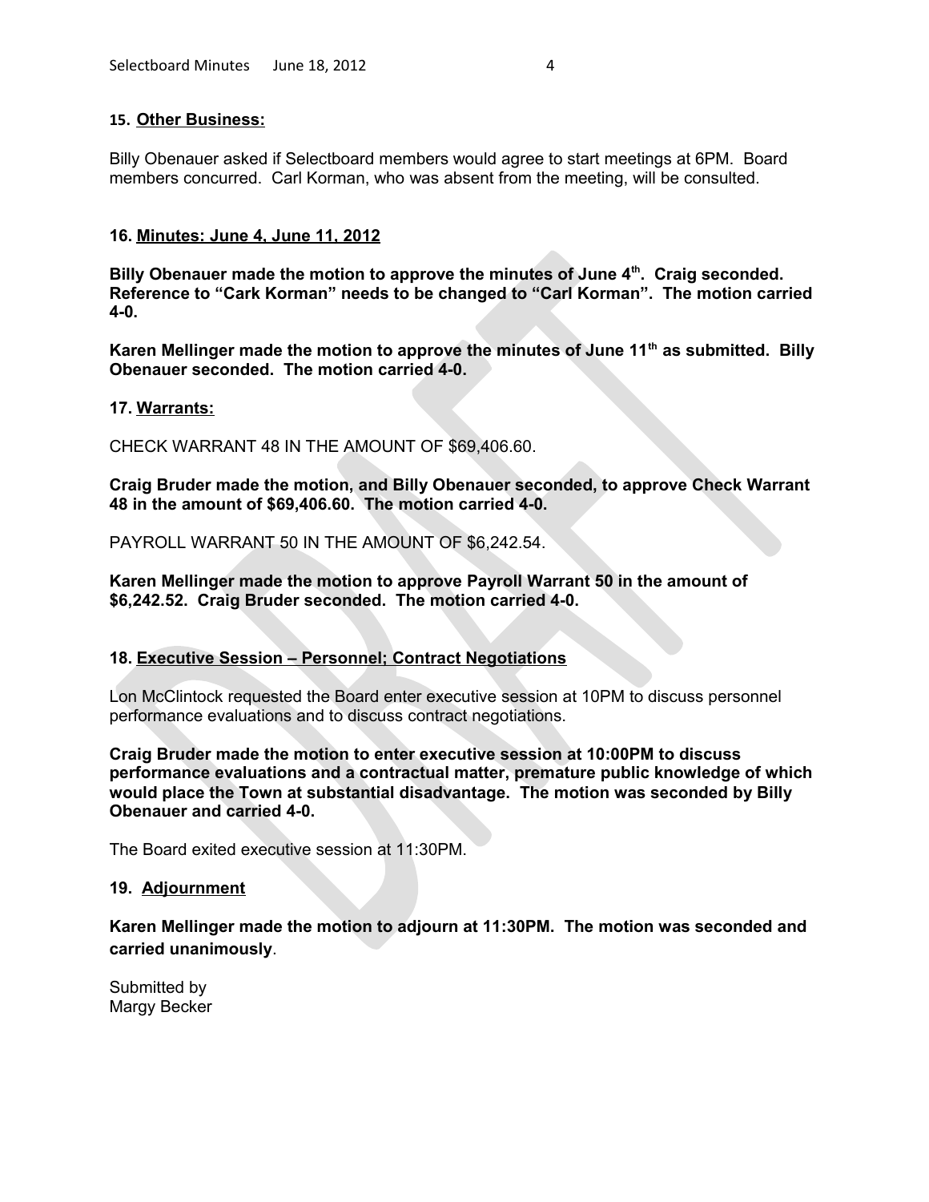**15. Other Business:**

Billy Obenauer asked if Selectboard members would agree to start meetings at 6PM. Board members concurred. Carl Korman, who was absent from the meeting, will be consulted.

**16. Minutes: June 4, June 11, 2012**

**Billy Obenauer made the motion to approve the minutes of June 4th. Craig seconded. Reference to "Cark Korman" needs to be changed to "Carl Korman". The motion carried 4-0.**

**Karen Mellinger made the motion to approve the minutes of June 11th as submitted. Billy Obenauer seconded. The motion carried 4-0.**

**17. Warrants:**

CHECK WARRANT 48 IN THE AMOUNT OF $69,406.60.

**Craig Bruder made the motion, and Billy Obenauer seconded, to approve Check Warrant 48 in the amount of $69,406.60. The motion carried 4-0.**

PAYROLL WARRANT 50 IN THE AMOUNT OF $6,242.54.

**Karen Mellinger made the motion to approve Payroll Warrant 50 in the amount of $6,242.52. Craig Bruder seconded. The motion carried 4-0.**

**18. Executive Session – Personnel; Contract Negotiations**

Lon McClintock requested the Board enter executive session at 10PM to discuss personnel performance evaluations and to discuss contract negotiations.

**Craig Bruder made the motion to enter executive session at 10:00PM to discuss performance evaluations and a contractual matter, premature public knowledge of which would place the Town at substantial disadvantage. The motion was seconded by Billy Obenauer and carried 4-0.**

The Board exited executive session at 11:30PM.

**19. Adjournment**

**Karen Mellinger made the motion to adjourn at 11:30PM. The motion was seconded and carried unanimously**.

Submitted by
Margy Becker